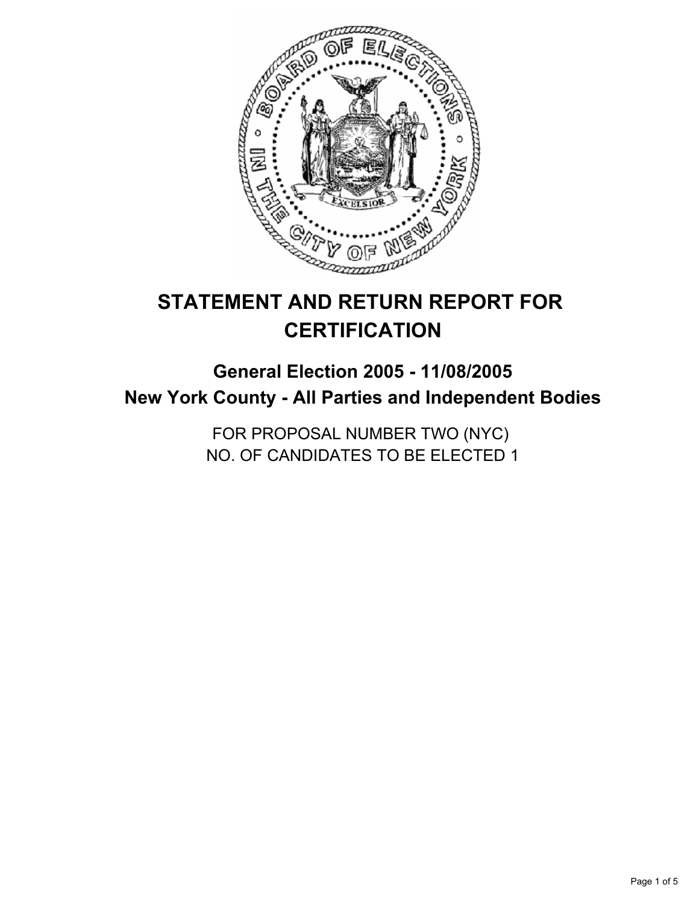# STATEMENT AND RETURN REPORT FOR CERTIFICATION

## General Election 2005 - 11/08/2005
## New York County - All Parties and Independent Bodies

FOR PROPOSAL NUMBER TWO (NYC)
NO. OF CANDIDATES TO BE ELECTED 1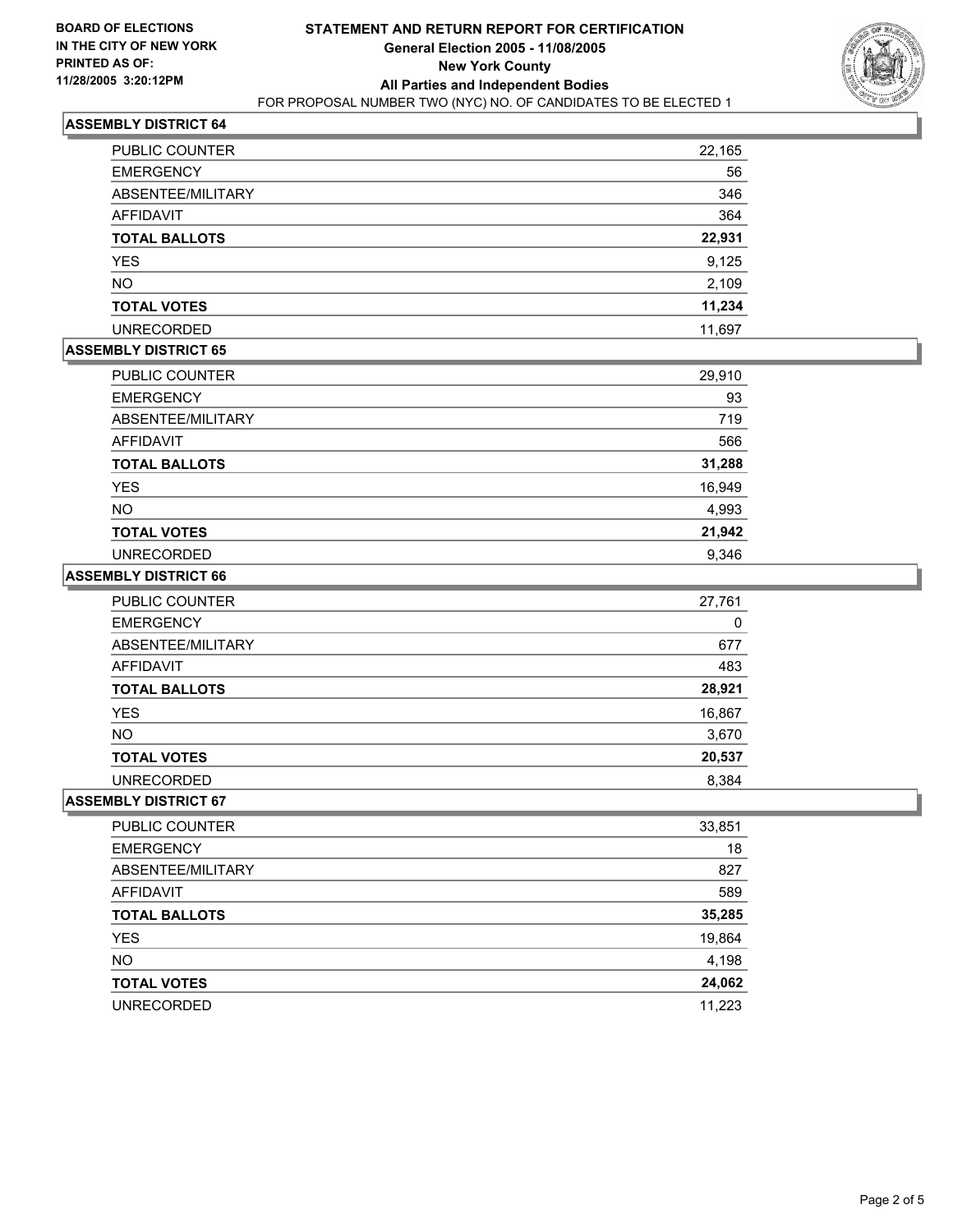**BOARD OF ELECTIONS IN THE CITY OF NEW YORK PRINTED AS OF: 11/28/2005 3:20:12PM**

# STATEMENT AND RETURN REPORT FOR CERTIFICATION
## General Election 2005 - 11/08/2005
## New York County
## All Parties and Independent Bodies
FOR PROPOSAL NUMBER TWO (NYC) NO. OF CANDIDATES TO BE ELECTED 1

### ASSEMBLY DISTRICT 64

| | |
|---|---|
| PUBLIC COUNTER | 22,165 |
| EMERGENCY | 56 |
| ABSENTEE/MILITARY | 346 |
| AFFIDAVIT | 364 |
| **TOTAL BALLOTS** | **22,931** |
| YES | 9,125 |
| NO | 2,109 |
| **TOTAL VOTES** | **11,234** |
| UNRECORDED | 11,697 |

### ASSEMBLY DISTRICT 65

| | |
|---|---|
| PUBLIC COUNTER | 29,910 |
| EMERGENCY | 93 |
| ABSENTEE/MILITARY | 719 |
| AFFIDAVIT | 566 |
| **TOTAL BALLOTS** | **31,288** |
| YES | 16,949 |
| NO | 4,993 |
| **TOTAL VOTES** | **21,942** |
| UNRECORDED | 9,346 |

### ASSEMBLY DISTRICT 66

| | |
|---|---|
| PUBLIC COUNTER | 27,761 |
| EMERGENCY | 0 |
| ABSENTEE/MILITARY | 677 |
| AFFIDAVIT | 483 |
| **TOTAL BALLOTS** | **28,921** |
| YES | 16,867 |
| NO | 3,670 |
| **TOTAL VOTES** | **20,537** |
| UNRECORDED | 8,384 |

### ASSEMBLY DISTRICT 67

| | |
|---|---|
| PUBLIC COUNTER | 33,851 |
| EMERGENCY | 18 |
| ABSENTEE/MILITARY | 827 |
| AFFIDAVIT | 589 |
| **TOTAL BALLOTS** | **35,285** |
| YES | 19,864 |
| NO | 4,198 |
| **TOTAL VOTES** | **24,062** |
| UNRECORDED | 11,223 |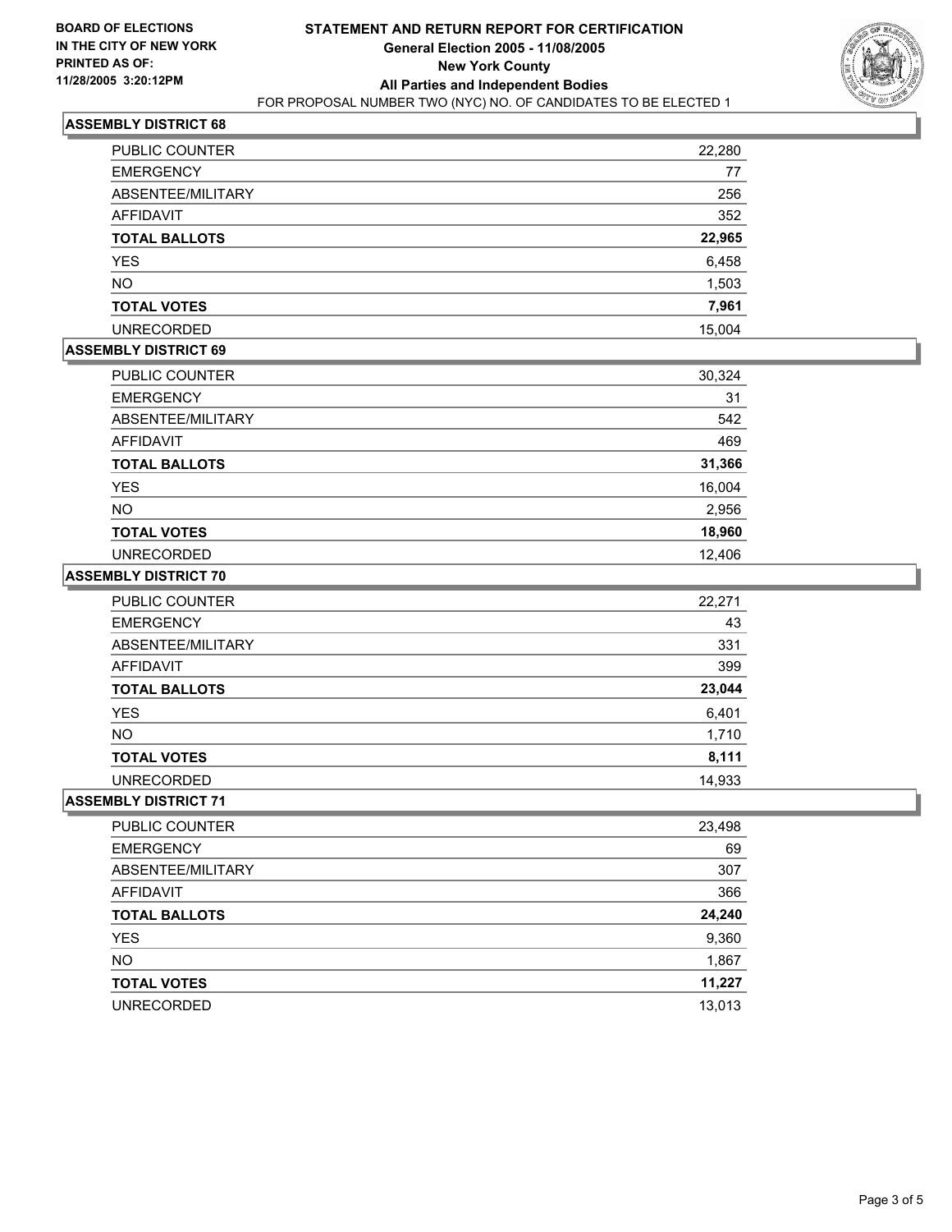**BOARD OF ELECTIONS IN THE CITY OF NEW YORK PRINTED AS OF: 11/28/2005 3:20:12PM**

# STATEMENT AND RETURN REPORT FOR CERTIFICATION
## General Election 2005 - 11/08/2005
## New York County
## All Parties and Independent Bodies
FOR PROPOSAL NUMBER TWO (NYC) NO. OF CANDIDATES TO BE ELECTED 1

### ASSEMBLY DISTRICT 68

| | |
|---|---|
| PUBLIC COUNTER | 22,280 |
| EMERGENCY | 77 |
| ABSENTEE/MILITARY | 256 |
| AFFIDAVIT | 352 |
| **TOTAL BALLOTS** | **22,965** |
| YES | 6,458 |
| NO | 1,503 |
| **TOTAL VOTES** | **7,961** |
| UNRECORDED | 15,004 |

### ASSEMBLY DISTRICT 69

| | |
|---|---|
| PUBLIC COUNTER | 30,324 |
| EMERGENCY | 31 |
| ABSENTEE/MILITARY | 542 |
| AFFIDAVIT | 469 |
| **TOTAL BALLOTS** | **31,366** |
| YES | 16,004 |
| NO | 2,956 |
| **TOTAL VOTES** | **18,960** |
| UNRECORDED | 12,406 |

### ASSEMBLY DISTRICT 70

| | |
|---|---|
| PUBLIC COUNTER | 22,271 |
| EMERGENCY | 43 |
| ABSENTEE/MILITARY | 331 |
| AFFIDAVIT | 399 |
| **TOTAL BALLOTS** | **23,044** |
| YES | 6,401 |
| NO | 1,710 |
| **TOTAL VOTES** | **8,111** |
| UNRECORDED | 14,933 |

### ASSEMBLY DISTRICT 71

| | |
|---|---|
| PUBLIC COUNTER | 23,498 |
| EMERGENCY | 69 |
| ABSENTEE/MILITARY | 307 |
| AFFIDAVIT | 366 |
| **TOTAL BALLOTS** | **24,240** |
| YES | 9,360 |
| NO | 1,867 |
| **TOTAL VOTES** | **11,227** |
| UNRECORDED | 13,013 |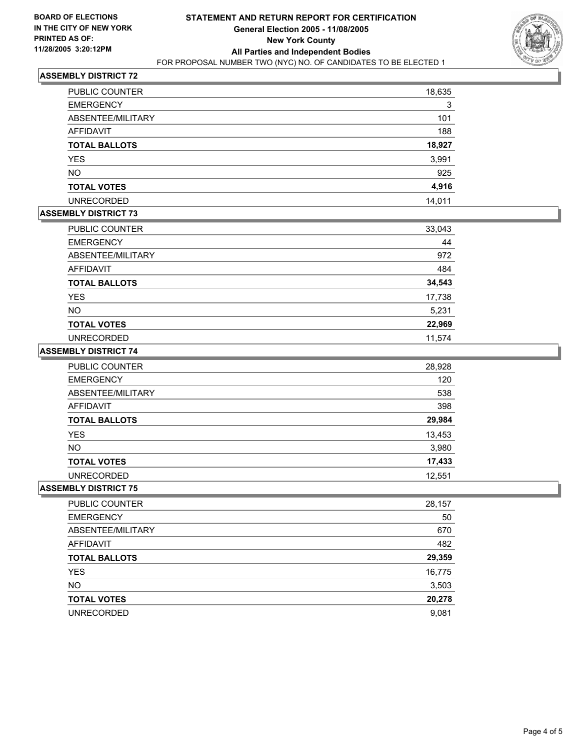**BOARD OF ELECTIONS IN THE CITY OF NEW YORK PRINTED AS OF: 11/28/2005 3:20:12PM**

# STATEMENT AND RETURN REPORT FOR CERTIFICATION
## General Election 2005 - 11/08/2005
## New York County
## All Parties and Independent Bodies
FOR PROPOSAL NUMBER TWO (NYC) NO. OF CANDIDATES TO BE ELECTED 1

### ASSEMBLY DISTRICT 72

| | |
|---|---|
| PUBLIC COUNTER | 18,635 |
| EMERGENCY | 3 |
| ABSENTEE/MILITARY | 101 |
| AFFIDAVIT | 188 |
| **TOTAL BALLOTS** | **18,927** |
| YES | 3,991 |
| NO | 925 |
| **TOTAL VOTES** | **4,916** |
| UNRECORDED | 14,011 |

### ASSEMBLY DISTRICT 73

| | |
|---|---|
| PUBLIC COUNTER | 33,043 |
| EMERGENCY | 44 |
| ABSENTEE/MILITARY | 972 |
| AFFIDAVIT | 484 |
| **TOTAL BALLOTS** | **34,543** |
| YES | 17,738 |
| NO | 5,231 |
| **TOTAL VOTES** | **22,969** |
| UNRECORDED | 11,574 |

### ASSEMBLY DISTRICT 74

| | |
|---|---|
| PUBLIC COUNTER | 28,928 |
| EMERGENCY | 120 |
| ABSENTEE/MILITARY | 538 |
| AFFIDAVIT | 398 |
| **TOTAL BALLOTS** | **29,984** |
| YES | 13,453 |
| NO | 3,980 |
| **TOTAL VOTES** | **17,433** |
| UNRECORDED | 12,551 |

### ASSEMBLY DISTRICT 75

| | |
|---|---|
| PUBLIC COUNTER | 28,157 |
| EMERGENCY | 50 |
| ABSENTEE/MILITARY | 670 |
| AFFIDAVIT | 482 |
| **TOTAL BALLOTS** | **29,359** |
| YES | 16,775 |
| NO | 3,503 |
| **TOTAL VOTES** | **20,278** |
| UNRECORDED | 9,081 |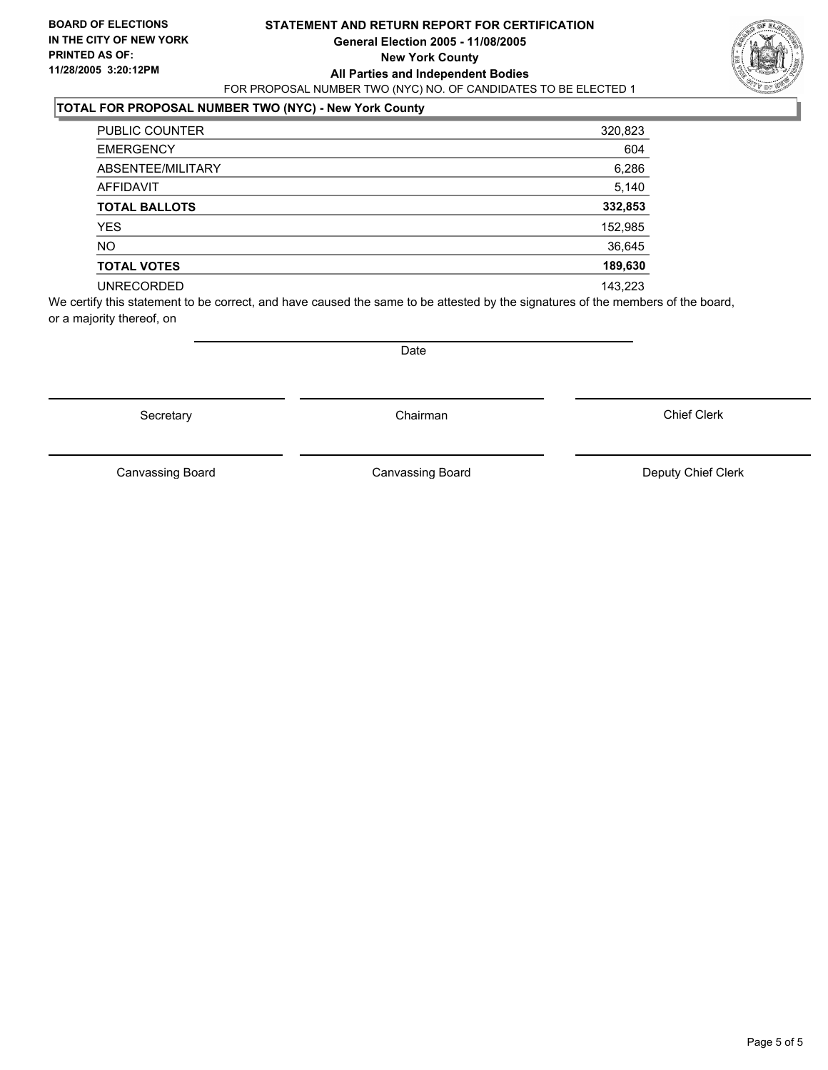**BOARD OF ELECTIONS IN THE CITY OF NEW YORK**
**PRINTED AS OF: 11/28/2005 3:20:12PM**

**STATEMENT AND RETURN REPORT FOR CERTIFICATION**
**General Election 2005 - 11/08/2005**
**New York County**
**All Parties and Independent Bodies**
FOR PROPOSAL NUMBER TWO (NYC) NO. OF CANDIDATES TO BE ELECTED 1

## TOTAL FOR PROPOSAL NUMBER TWO (NYC) - New York County

| | |
|---|---|
| PUBLIC COUNTER | 320,823 |
| EMERGENCY | 604 |
| ABSENTEE/MILITARY | 6,286 |
| AFFIDAVIT | 5,140 |
| **TOTAL BALLOTS** | **332,853** |
| YES | 152,985 |
| NO | 36,645 |
| **TOTAL VOTES** | **189,630** |
| UNRECORDED | 143,223 |

We certify this statement to be correct, and have caused the same to be attested by the signatures of the members of the board, or a majority thereof, on

Date

Secretary | Chairman | Chief Clerk

Canvassing Board | Canvassing Board | Deputy Chief Clerk